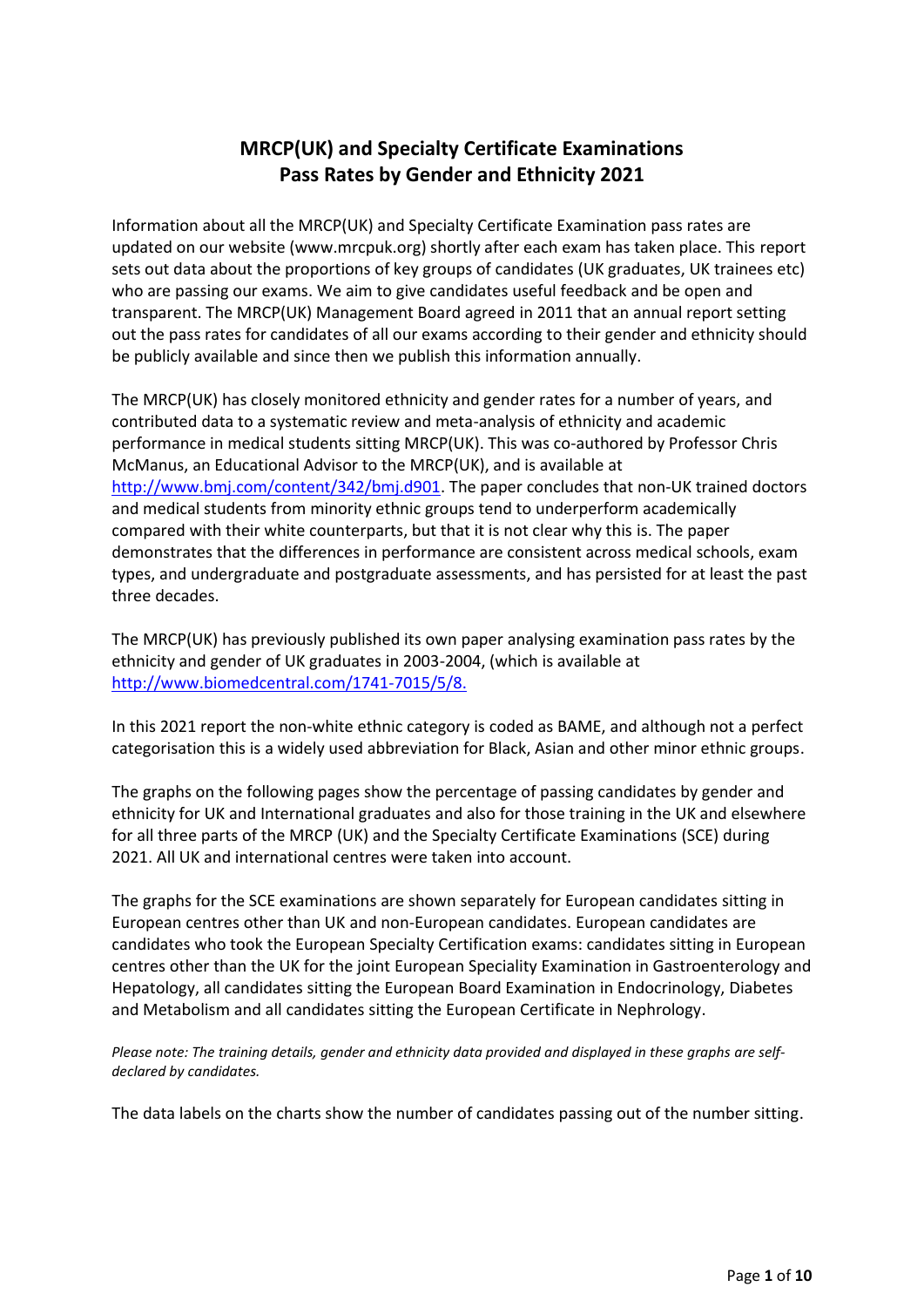# MRCP(UK) and Specialty Certificate Examinations
# Pass Rates by Gender and Ethnicity 2021

Information about all the MRCP(UK) and Specialty Certificate Examination pass rates are updated on our website (www.mrcpuk.org) shortly after each exam has taken place. This report sets out data about the proportions of key groups of candidates (UK graduates, UK trainees etc) who are passing our exams. We aim to give candidates useful feedback and be open and transparent. The MRCP(UK) Management Board agreed in 2011 that an annual report setting out the pass rates for candidates of all our exams according to their gender and ethnicity should be publicly available and since then we publish this information annually.

The MRCP(UK) has closely monitored ethnicity and gender rates for a number of years, and contributed data to a systematic review and meta-analysis of ethnicity and academic performance in medical students sitting MRCP(UK). This was co-authored by Professor Chris McManus, an Educational Advisor to the MRCP(UK), and is available at http://www.bmj.com/content/342/bmj.d901. The paper concludes that non-UK trained doctors and medical students from minority ethnic groups tend to underperform academically compared with their white counterparts, but that it is not clear why this is. The paper demonstrates that the differences in performance are consistent across medical schools, exam types, and undergraduate and postgraduate assessments, and has persisted for at least the past three decades.

The MRCP(UK) has previously published its own paper analysing examination pass rates by the ethnicity and gender of UK graduates in 2003-2004, (which is available at http://www.biomedcentral.com/1741-7015/5/8.

In this 2021 report the non-white ethnic category is coded as BAME, and although not a perfect categorisation this is a widely used abbreviation for Black, Asian and other minor ethnic groups.

The graphs on the following pages show the percentage of passing candidates by gender and ethnicity for UK and International graduates and also for those training in the UK and elsewhere for all three parts of the MRCP (UK) and the Specialty Certificate Examinations (SCE) during 2021. All UK and international centres were taken into account.

The graphs for the SCE examinations are shown separately for European candidates sitting in European centres other than UK and non-European candidates. European candidates are candidates who took the European Specialty Certification exams: candidates sitting in European centres other than the UK for the joint European Speciality Examination in Gastroenterology and Hepatology, all candidates sitting the European Board Examination in Endocrinology, Diabetes and Metabolism and all candidates sitting the European Certificate in Nephrology.

*Please note: The training details, gender and ethnicity data provided and displayed in these graphs are self-declared by candidates.*

The data labels on the charts show the number of candidates passing out of the number sitting.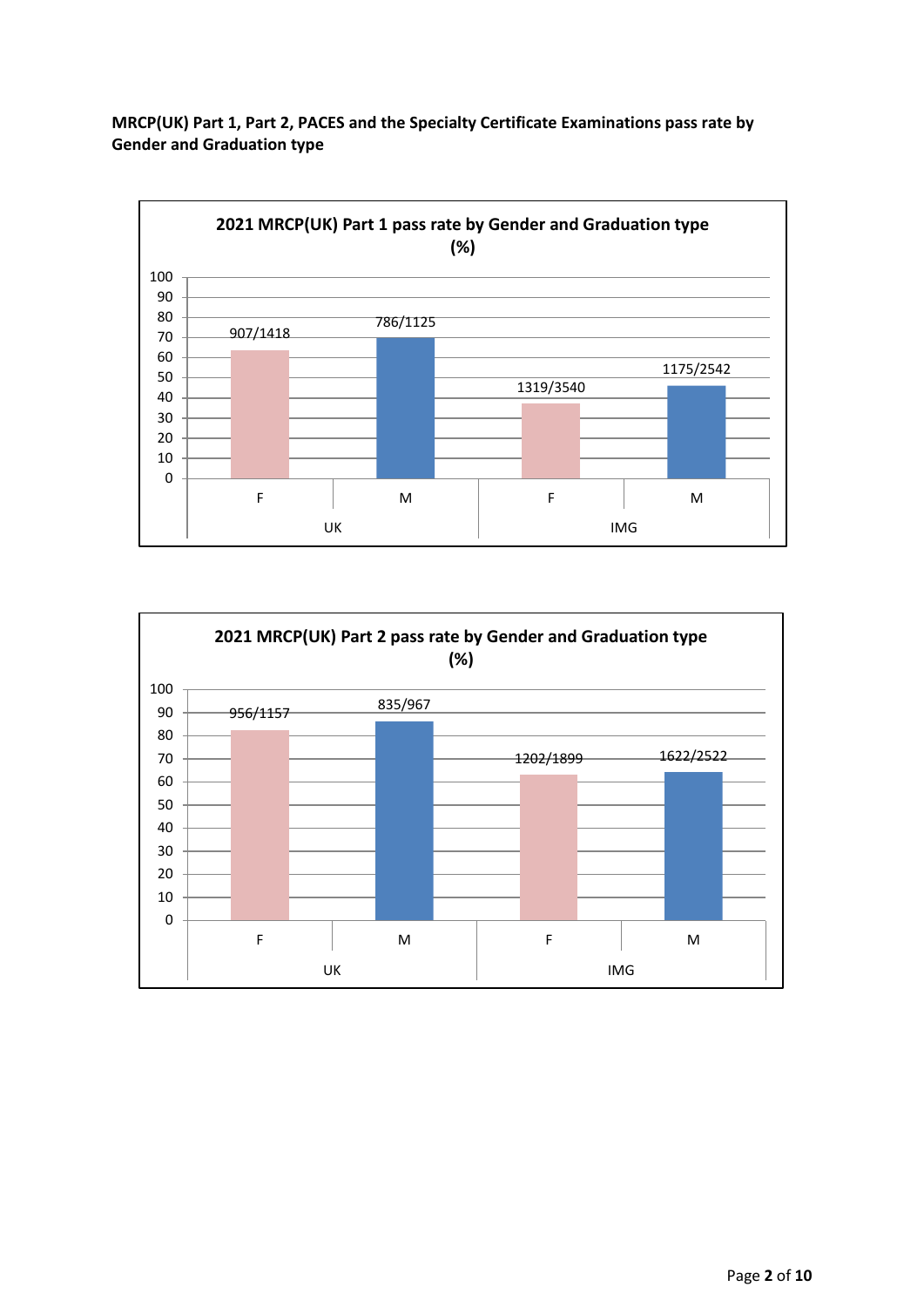**MRCP(UK) Part 1, Part 2, PACES and the Specialty Certificate Examinations pass rate by Gender and Graduation type**

**2021 MRCP(UK) Part 1 pass rate by Gender and Graduation type (%)**

| Graduation type | Gender | Passed/Total |
|---|---|---|
| UK | F | 907/1418 |
| UK | M | 786/1125 |
| IMG | F | 1319/3540 |
| IMG | M | 1175/2542 |

**2021 MRCP(UK) Part 2 pass rate by Gender and Graduation type (%)**

| Graduation type | Gender | Passed/Total |
|---|---|---|
| UK | F | 956/1157 |
| UK | M | 835/967 |
| IMG | F | 1202/1899 |
| IMG | M | 1622/2522 |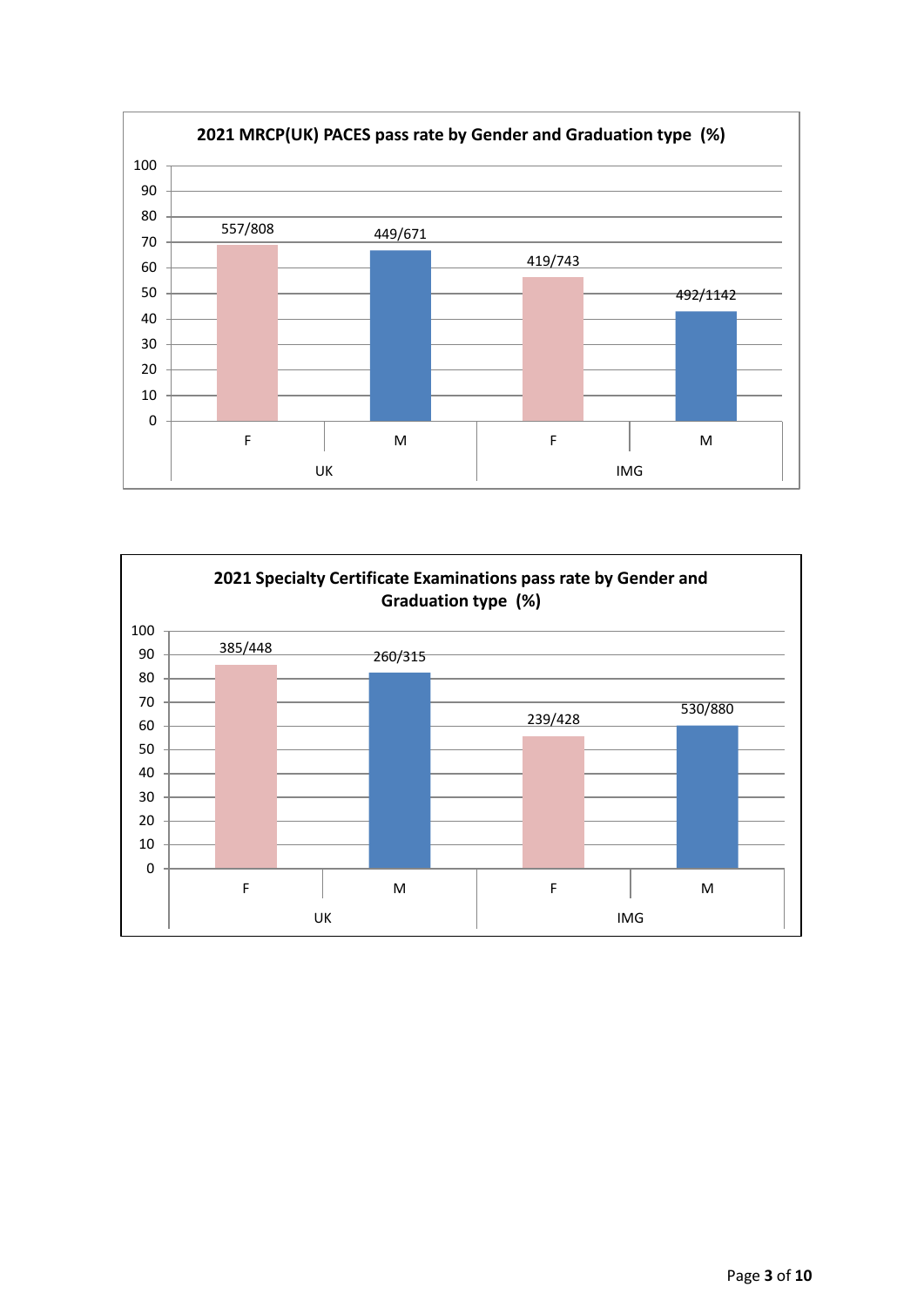**2021 MRCP(UK) PACES pass rate by Gender and Graduation type (%)**

| | UK | | IMG | |
|---|---|---|---|---|
| | F | M | F | M |
| Pass/Total | 557/808 | 449/671 | 419/743 | 492/1142 |

**2021 Specialty Certificate Examinations pass rate by Gender and Graduation type (%)**

| | UK | | IMG | |
|---|---|---|---|---|
| | F | M | F | M |
| Pass/Total | 385/448 | 260/315 | 239/428 | 530/880 |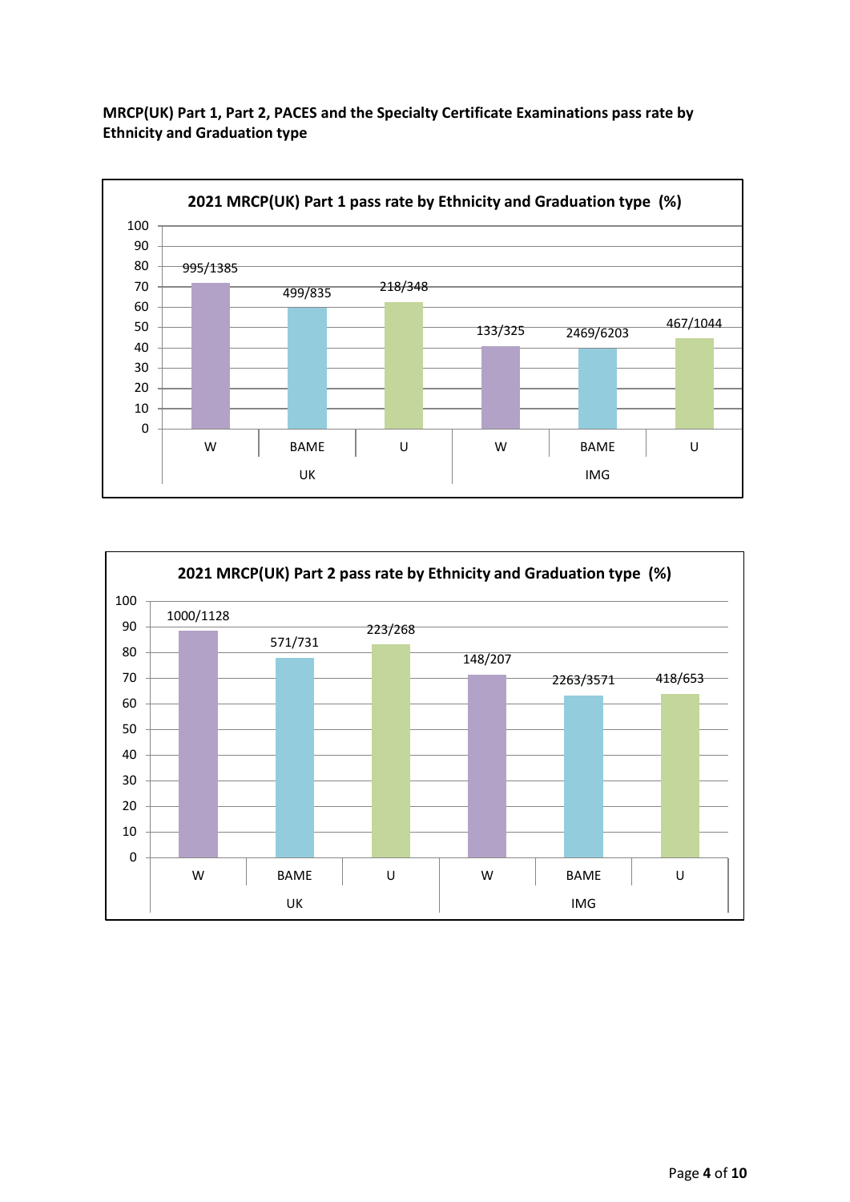**MRCP(UK) Part 1, Part 2, PACES and the Specialty Certificate Examinations pass rate by Ethnicity and Graduation type**

**2021 MRCP(UK) Part 1 pass rate by Ethnicity and Graduation type (%)**

| Graduation type | Ethnicity | Passed/Total |
|---|---|---|
| UK | W | 995/1385 |
| UK | BAME | 499/835 |
| UK | U | 218/348 |
| IMG | W | 133/325 |
| IMG | BAME | 2469/6203 |
| IMG | U | 467/1044 |

**2021 MRCP(UK) Part 2 pass rate by Ethnicity and Graduation type (%)**

| Graduation type | Ethnicity | Passed/Total |
|---|---|---|
| UK | W | 1000/1128 |
| UK | BAME | 571/731 |
| UK | U | 223/268 |
| IMG | W | 148/207 |
| IMG | BAME | 2263/3571 |
| IMG | U | 418/653 |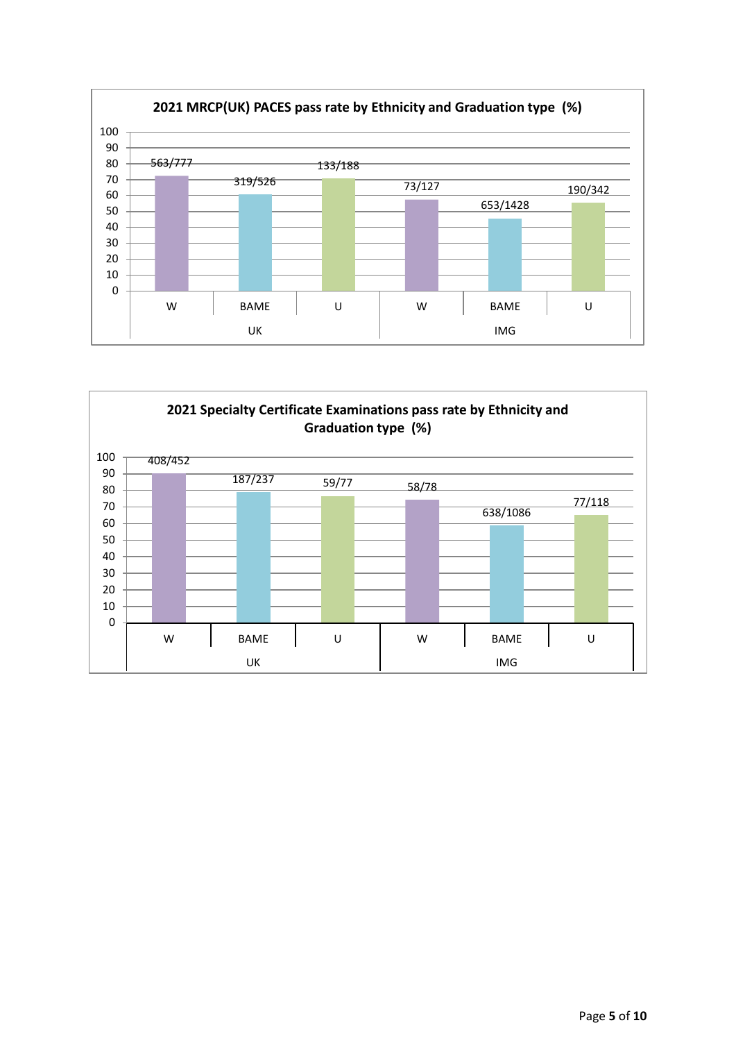**2021 MRCP(UK) PACES pass rate by Ethnicity and Graduation type (%)**

| | UK | | | IMG | | |
|---|---|---|---|---|---|---|
| | W | BAME | U | W | BAME | U |
| Pass/Total | 563/777 | 319/526 | 133/188 | 73/127 | 653/1428 | 190/342 |

**2021 Specialty Certificate Examinations pass rate by Ethnicity and Graduation type (%)**

| | UK | | | IMG | | |
|---|---|---|---|---|---|---|
| | W | BAME | U | W | BAME | U |
| Pass/Total | 408/452 | 187/237 | 59/77 | 58/78 | 638/1086 | 77/118 |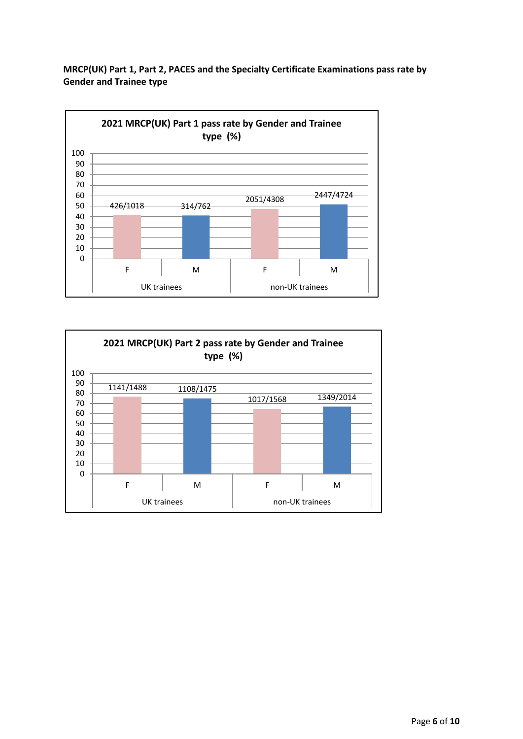**MRCP(UK) Part 1, Part 2, PACES and the Specialty Certificate Examinations pass rate by Gender and Trainee type**

**2021 MRCP(UK) Part 1 pass rate by Gender and Trainee type (%)**

| Trainee type | Gender | Pass/Total |
|---|---|---|
| UK trainees | F | 426/1018 |
| UK trainees | M | 314/762 |
| non-UK trainees | F | 2051/4308 |
| non-UK trainees | M | 2447/4724 |

**2021 MRCP(UK) Part 2 pass rate by Gender and Trainee type (%)**

| Trainee type | Gender | Pass/Total |
|---|---|---|
| UK trainees | F | 1141/1488 |
| UK trainees | M | 1108/1475 |
| non-UK trainees | F | 1017/1568 |
| non-UK trainees | M | 1349/2014 |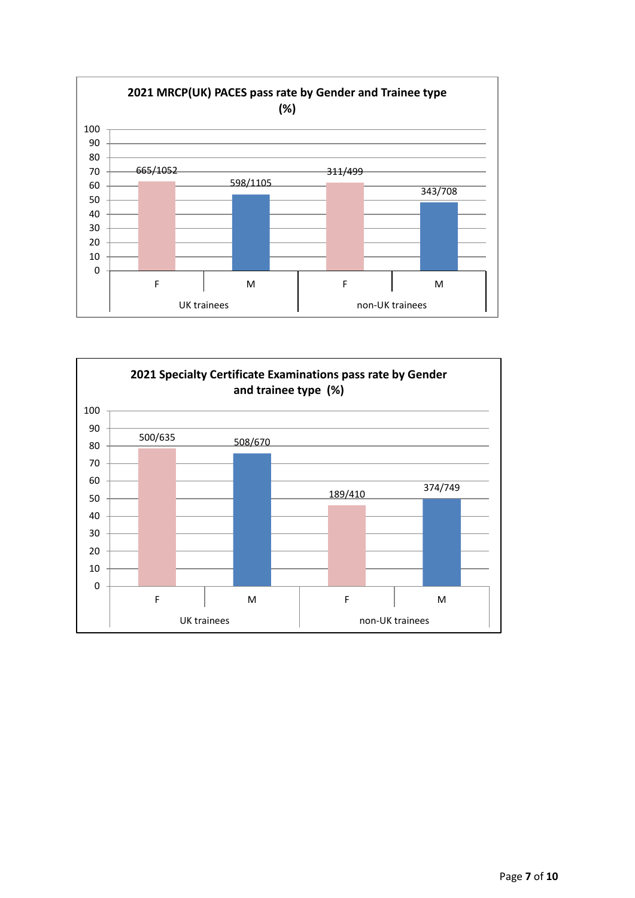**2021 MRCP(UK) PACES pass rate by Gender and Trainee type (%)**

| Trainee type | Gender | Passed/Total |
|---|---|---|
| UK trainees | F | 665/1052 |
| UK trainees | M | 598/1105 |
| non-UK trainees | F | 311/499 |
| non-UK trainees | M | 343/708 |

**2021 Specialty Certificate Examinations pass rate by Gender and trainee type (%)**

| Trainee type | Gender | Passed/Total |
|---|---|---|
| UK trainees | F | 500/635 |
| UK trainees | M | 508/670 |
| non-UK trainees | F | 189/410 |
| non-UK trainees | M | 374/749 |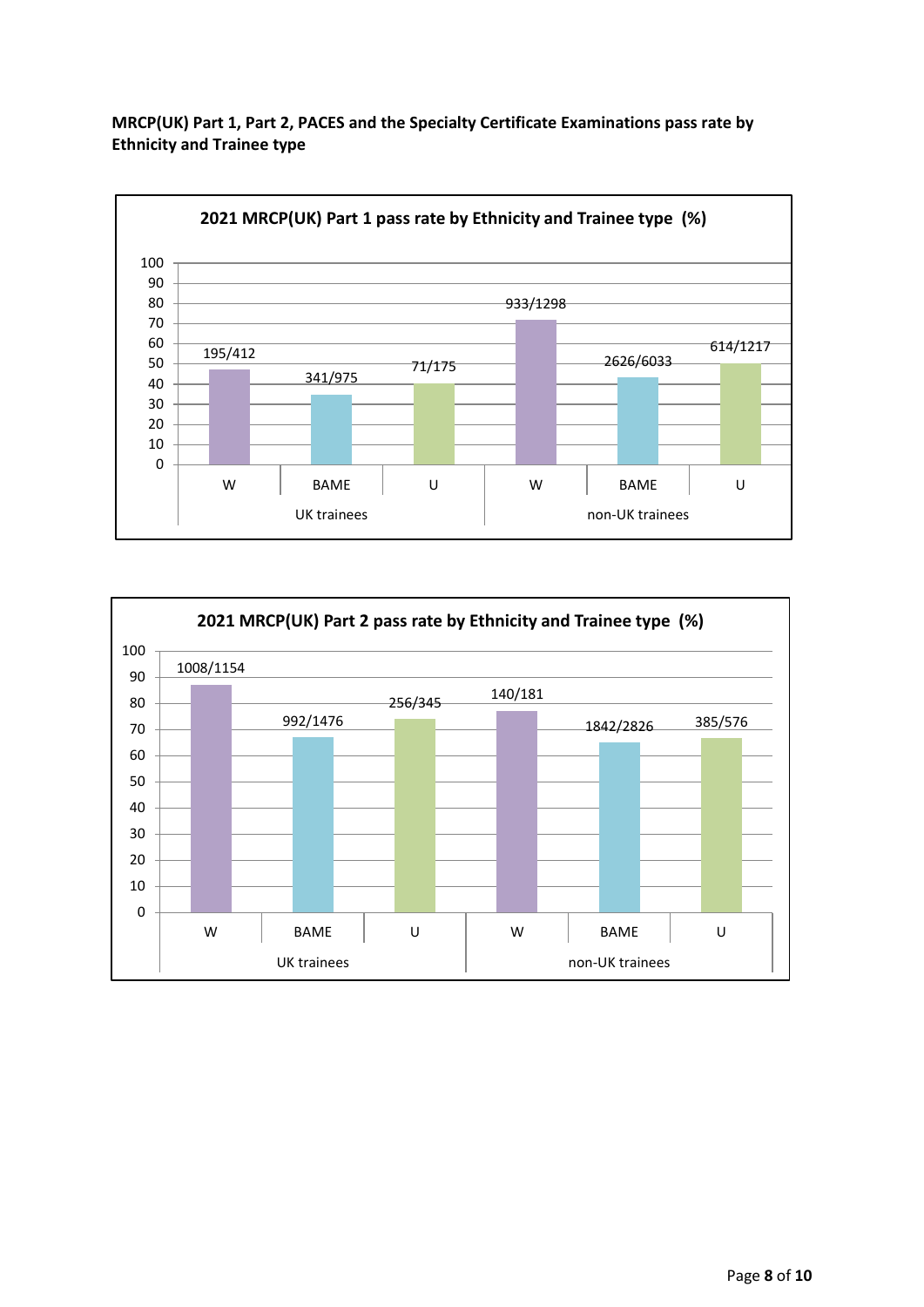**MRCP(UK) Part 1, Part 2, PACES and the Specialty Certificate Examinations pass rate by Ethnicity and Trainee type**

**2021 MRCP(UK) Part 1 pass rate by Ethnicity and Trainee type (%)**

| Trainee type | Ethnicity | Pass/Total |
|---|---|---|
| UK trainees | W | 195/412 |
| UK trainees | BAME | 341/975 |
| UK trainees | U | 71/175 |
| non-UK trainees | W | 933/1298 |
| non-UK trainees | BAME | 2626/6033 |
| non-UK trainees | U | 614/1217 |

**2021 MRCP(UK) Part 2 pass rate by Ethnicity and Trainee type (%)**

| Trainee type | Ethnicity | Pass/Total |
|---|---|---|
| UK trainees | W | 1008/1154 |
| UK trainees | BAME | 992/1476 |
| UK trainees | U | 256/345 |
| non-UK trainees | W | 140/181 |
| non-UK trainees | BAME | 1842/2826 |
| non-UK trainees | U | 385/576 |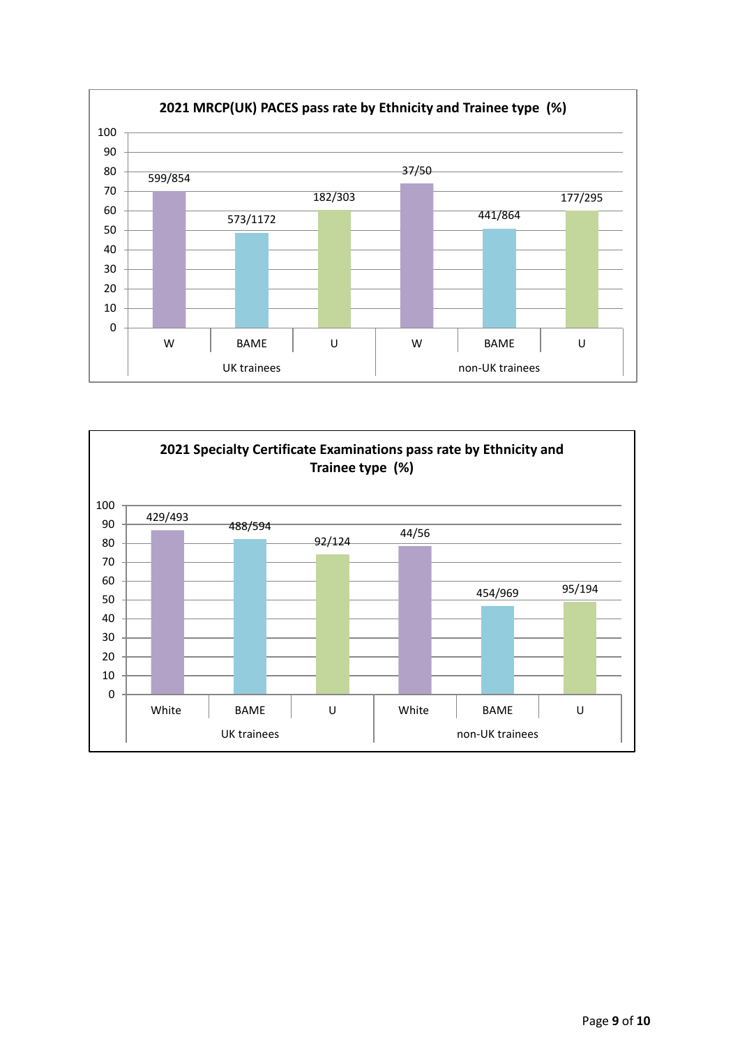**2021 MRCP(UK) PACES pass rate by Ethnicity and Trainee type (%)**

| Trainee type | Ethnicity | Pass/Total |
|---|---|---|
| UK trainees | W | 599/854 |
| UK trainees | BAME | 573/1172 |
| UK trainees | U | 182/303 |
| non-UK trainees | W | 37/50 |
| non-UK trainees | BAME | 441/864 |
| non-UK trainees | U | 177/295 |

**2021 Specialty Certificate Examinations pass rate by Ethnicity and Trainee type (%)**

| Trainee type | Ethnicity | Pass/Total |
|---|---|---|
| UK trainees | White | 429/493 |
| UK trainees | BAME | 488/594 |
| UK trainees | U | 92/124 |
| non-UK trainees | White | 44/56 |
| non-UK trainees | BAME | 454/969 |
| non-UK trainees | U | 95/194 |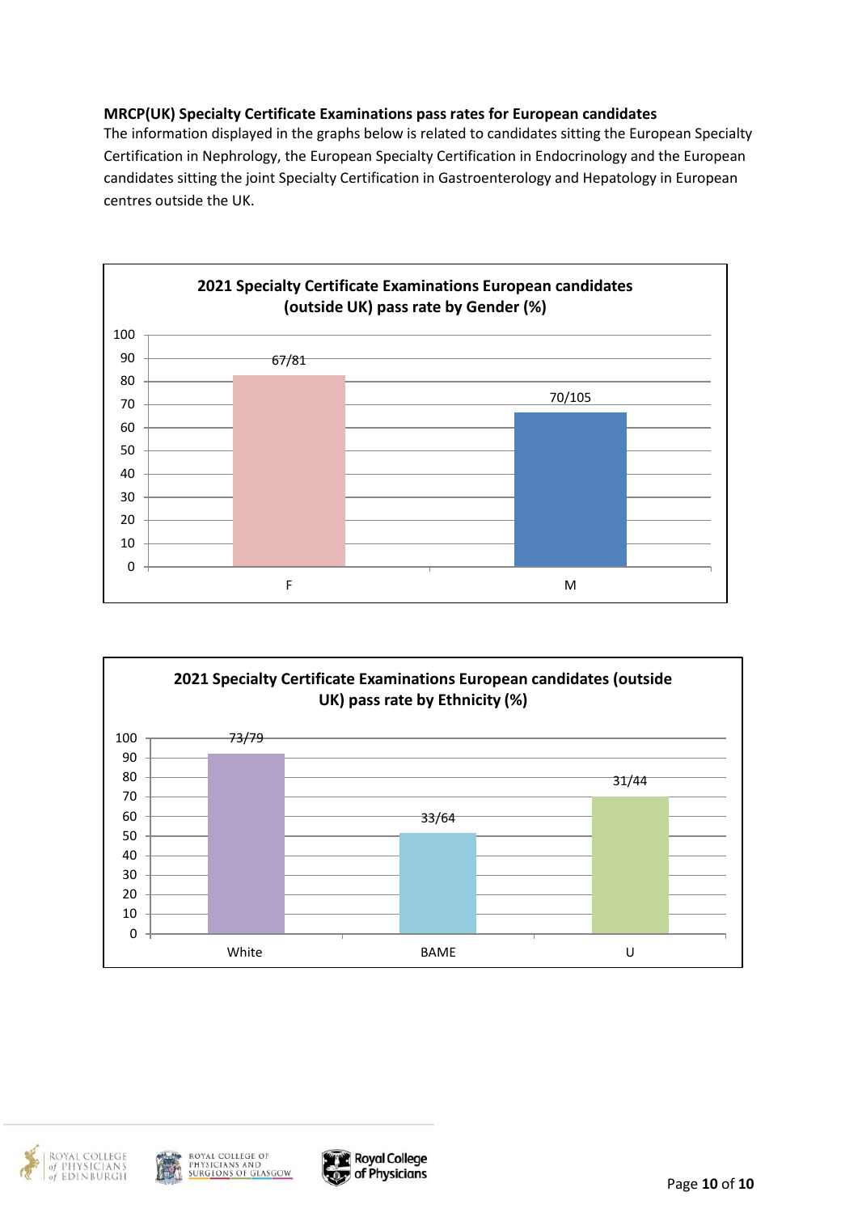**MRCP(UK) Specialty Certificate Examinations pass rates for European candidates**

The information displayed in the graphs below is related to candidates sitting the European Specialty Certification in Nephrology, the European Specialty Certification in Endocrinology and the European candidates sitting the joint Specialty Certification in Gastroenterology and Hepatology in European centres outside the UK.

**2021 Specialty Certificate Examinations European candidates (outside UK) pass rate by Gender (%)**

100
90
80
70
60
50
40
30
20
10
0

67/81
70/105

F
M

**2021 Specialty Certificate Examinations European candidates (outside UK) pass rate by Ethnicity (%)**

100
90
80
70
60
50
40
30
20
10
0

73/79
33/64
31/44

White
BAME
U